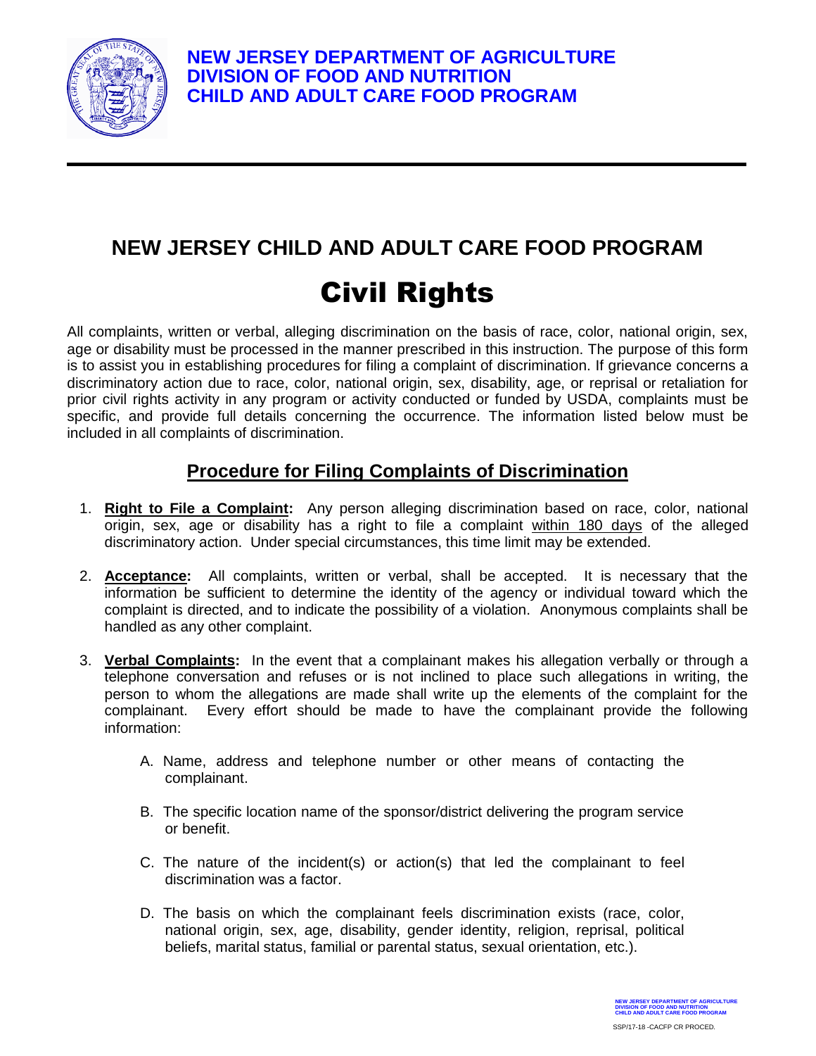**NEW JERSEY DEPARTMENT OF AGRICULTURE**
**DIVISION OF FOOD AND NUTRITION**
**CHILD AND ADULT CARE FOOD PROGRAM**

## NEW JERSEY CHILD AND ADULT CARE FOOD PROGRAM

# Civil Rights

All complaints, written or verbal, alleging discrimination on the basis of race, color, national origin, sex, age or disability must be processed in the manner prescribed in this instruction. The purpose of this form is to assist you in establishing procedures for filing a complaint of discrimination. If grievance concerns a discriminatory action due to race, color, national origin, sex, disability, age, or reprisal or retaliation for prior civil rights activity in any program or activity conducted or funded by USDA, complaints must be specific, and provide full details concerning the occurrence. The information listed below must be included in all complaints of discrimination.

### Procedure for Filing Complaints of Discrimination

1. **Right to File a Complaint:** Any person alleging discrimination based on race, color, national origin, sex, age or disability has a right to file a complaint within 180 days of the alleged discriminatory action. Under special circumstances, this time limit may be extended.

2. **Acceptance:** All complaints, written or verbal, shall be accepted. It is necessary that the information be sufficient to determine the identity of the agency or individual toward which the complaint is directed, and to indicate the possibility of a violation. Anonymous complaints shall be handled as any other complaint.

3. **Verbal Complaints:** In the event that a complainant makes his allegation verbally or through a telephone conversation and refuses or is not inclined to place such allegations in writing, the person to whom the allegations are made shall write up the elements of the complaint for the complainant. Every effort should be made to have the complainant provide the following information:

   A. Name, address and telephone number or other means of contacting the complainant.

   B. The specific location name of the sponsor/district delivering the program service or benefit.

   C. The nature of the incident(s) or action(s) that led the complainant to feel discrimination was a factor.

   D. The basis on which the complainant feels discrimination exists (race, color, national origin, sex, age, disability, gender identity, religion, reprisal, political beliefs, marital status, familial or parental status, sexual orientation, etc.).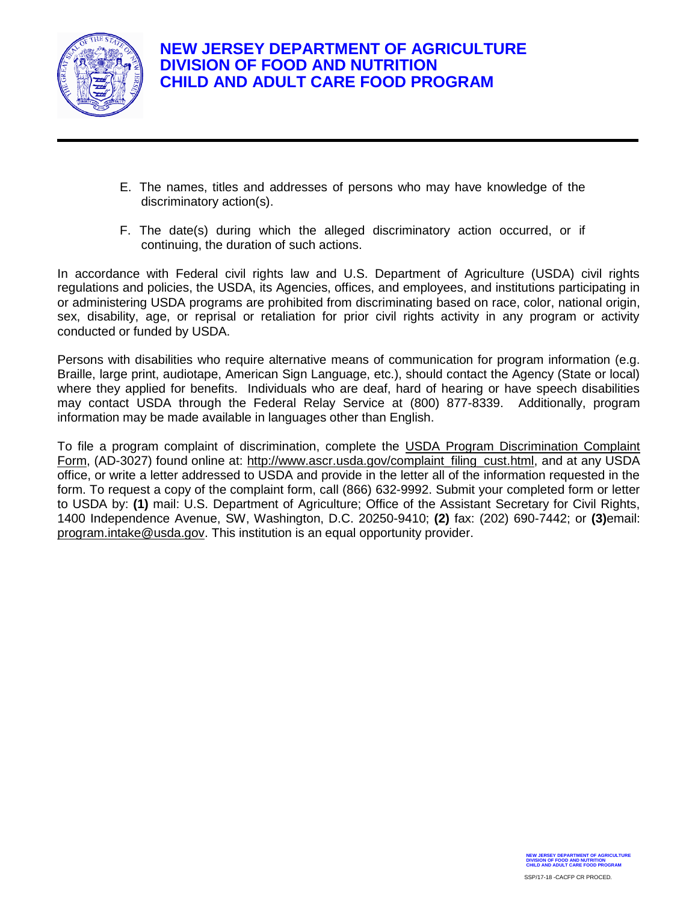E. The names, titles and addresses of persons who may have knowledge of the discriminatory action(s).

F. The date(s) during which the alleged discriminatory action occurred, or if continuing, the duration of such actions.

In accordance with Federal civil rights law and U.S. Department of Agriculture (USDA) civil rights regulations and policies, the USDA, its Agencies, offices, and employees, and institutions participating in or administering USDA programs are prohibited from discriminating based on race, color, national origin, sex, disability, age, or reprisal or retaliation for prior civil rights activity in any program or activity conducted or funded by USDA.

Persons with disabilities who require alternative means of communication for program information (e.g. Braille, large print, audiotape, American Sign Language, etc.), should contact the Agency (State or local) where they applied for benefits. Individuals who are deaf, hard of hearing or have speech disabilities may contact USDA through the Federal Relay Service at (800) 877-8339. Additionally, program information may be made available in languages other than English.

To file a program complaint of discrimination, complete the USDA Program Discrimination Complaint Form, (AD-3027) found online at: http://www.ascr.usda.gov/complaint_filing_cust.html, and at any USDA office, or write a letter addressed to USDA and provide in the letter all of the information requested in the form. To request a copy of the complaint form, call (866) 632-9992. Submit your completed form or letter to USDA by: **(1)** mail: U.S. Department of Agriculture; Office of the Assistant Secretary for Civil Rights, 1400 Independence Avenue, SW, Washington, D.C. 20250-9410; **(2)** fax: (202) 690-7442; or **(3)** email: program.intake@usda.gov. This institution is an equal opportunity provider.